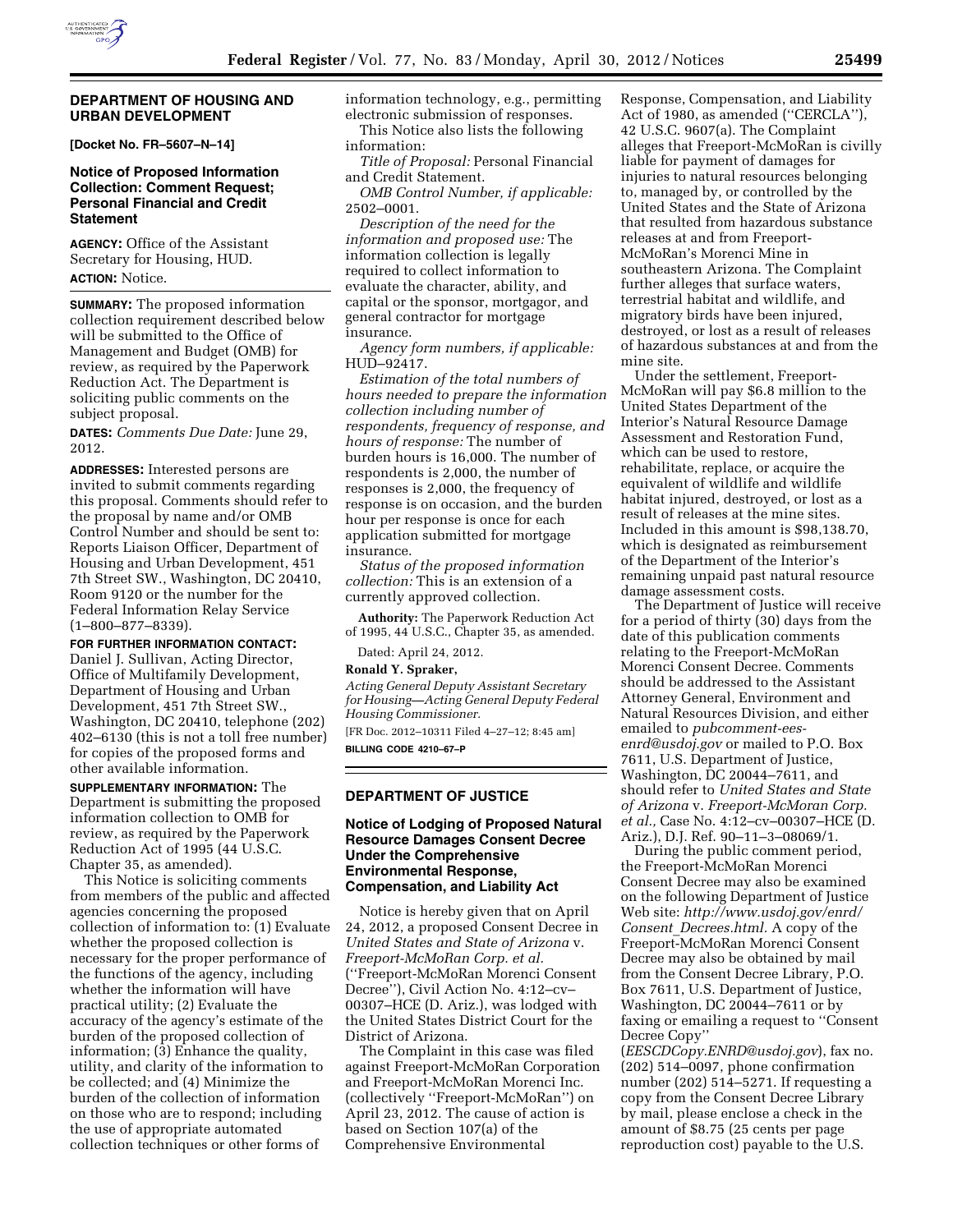## DEPARTMENT OF HOUSING AND URBAN DEVELOPMENT

**[Docket No. FR–5607–N–14]**

### Notice of Proposed Information Collection: Comment Request; Personal Financial and Credit Statement

**AGENCY:** Office of the Assistant Secretary for Housing, HUD.

**ACTION:** Notice.

**SUMMARY:** The proposed information collection requirement described below will be submitted to the Office of Management and Budget (OMB) for review, as required by the Paperwork Reduction Act. The Department is soliciting public comments on the subject proposal.

**DATES:** *Comments Due Date:* June 29, 2012.

**ADDRESSES:** Interested persons are invited to submit comments regarding this proposal. Comments should refer to the proposal by name and/or OMB Control Number and should be sent to: Reports Liaison Officer, Department of Housing and Urban Development, 451 7th Street SW., Washington, DC 20410, Room 9120 or the number for the Federal Information Relay Service (1–800–877–8339).

**FOR FURTHER INFORMATION CONTACT:** Daniel J. Sullivan, Acting Director, Office of Multifamily Development, Department of Housing and Urban Development, 451 7th Street SW., Washington, DC 20410, telephone (202) 402–6130 (this is not a toll free number) for copies of the proposed forms and other available information.

**SUPPLEMENTARY INFORMATION:** The Department is submitting the proposed information collection to OMB for review, as required by the Paperwork Reduction Act of 1995 (44 U.S.C. Chapter 35, as amended).

This Notice is soliciting comments from members of the public and affected agencies concerning the proposed collection of information to: (1) Evaluate whether the proposed collection is necessary for the proper performance of the functions of the agency, including whether the information will have practical utility; (2) Evaluate the accuracy of the agency's estimate of the burden of the proposed collection of information; (3) Enhance the quality, utility, and clarity of the information to be collected; and (4) Minimize the burden of the collection of information on those who are to respond; including the use of appropriate automated collection techniques or other forms of information technology, e.g., permitting electronic submission of responses.

This Notice also lists the following information:

*Title of Proposal:* Personal Financial and Credit Statement.

*OMB Control Number, if applicable:* 2502–0001.

*Description of the need for the information and proposed use:* The information collection is legally required to collect information to evaluate the character, ability, and capital or the sponsor, mortgagor, and general contractor for mortgage insurance.

*Agency form numbers, if applicable:* HUD–92417.

*Estimation of the total numbers of hours needed to prepare the information collection including number of respondents, frequency of response, and hours of response:* The number of burden hours is 16,000. The number of respondents is 2,000, the number of responses is 2,000, the frequency of response is on occasion, and the burden hour per response is once for each application submitted for mortgage insurance.

*Status of the proposed information collection:* This is an extension of a currently approved collection.

**Authority:** The Paperwork Reduction Act of 1995, 44 U.S.C., Chapter 35, as amended.

Dated: April 24, 2012.

**Ronald Y. Spraker,**

*Acting General Deputy Assistant Secretary for Housing—Acting General Deputy Federal Housing Commissioner.*

[FR Doc. 2012–10311 Filed 4–27–12; 8:45 am]

**BILLING CODE 4210–67–P**

## DEPARTMENT OF JUSTICE

### Notice of Lodging of Proposed Natural Resource Damages Consent Decree Under the Comprehensive Environmental Response, Compensation, and Liability Act

Notice is hereby given that on April 24, 2012, a proposed Consent Decree in *United States and State of Arizona* v. *Freeport-McMoRan Corp. et al.* (''Freeport-McMoRan Morenci Consent Decree''), Civil Action No. 4:12–cv–00307–HCE (D. Ariz.), was lodged with the United States District Court for the District of Arizona.

The Complaint in this case was filed against Freeport-McMoRan Corporation and Freeport-McMoRan Morenci Inc. (collectively ''Freeport-McMoRan'') on April 23, 2012. The cause of action is based on Section 107(a) of the Comprehensive Environmental Response, Compensation, and Liability Act of 1980, as amended (''CERCLA''), 42 U.S.C. 9607(a). The Complaint alleges that Freeport-McMoRan is civilly liable for payment of damages for injuries to natural resources belonging to, managed by, or controlled by the United States and the State of Arizona that resulted from hazardous substance releases at and from Freeport-McMoRan's Morenci Mine in southeastern Arizona. The Complaint further alleges that surface waters, terrestrial habitat and wildlife, and migratory birds have been injured, destroyed, or lost as a result of releases of hazardous substances at and from the mine site.

Under the settlement, Freeport-McMoRan will pay $6.8 million to the United States Department of the Interior's Natural Resource Damage Assessment and Restoration Fund, which can be used to restore, rehabilitate, replace, or acquire the equivalent of wildlife and wildlife habitat injured, destroyed, or lost as a result of releases at the mine sites. Included in this amount is $98,138.70, which is designated as reimbursement of the Department of the Interior's remaining unpaid past natural resource damage assessment costs.

The Department of Justice will receive for a period of thirty (30) days from the date of this publication comments relating to the Freeport-McMoRan Morenci Consent Decree. Comments should be addressed to the Assistant Attorney General, Environment and Natural Resources Division, and either emailed to *pubcomment-ees-enrd@usdoj.gov* or mailed to P.O. Box 7611, U.S. Department of Justice, Washington, DC 20044–7611, and should refer to *United States and State of Arizona* v. *Freeport-McMoran Corp. et al.,* Case No. 4:12–cv–00307–HCE (D. Ariz.), D.J. Ref. 90–11–3–08069/1.

During the public comment period, the Freeport-McMoRan Morenci Consent Decree may also be examined on the following Department of Justice Web site: *http://www.usdoj.gov/enrd/Consent_Decrees.html.* A copy of the Freeport-McMoRan Morenci Consent Decree may also be obtained by mail from the Consent Decree Library, P.O. Box 7611, U.S. Department of Justice, Washington, DC 20044–7611 or by faxing or emailing a request to ''Consent Decree Copy'' (*EESCDCopy.ENRD@usdoj.gov*), fax no. (202) 514–0097, phone confirmation number (202) 514–5271. If requesting a copy from the Consent Decree Library by mail, please enclose a check in the amount of $8.75 (25 cents per page reproduction cost) payable to the U.S.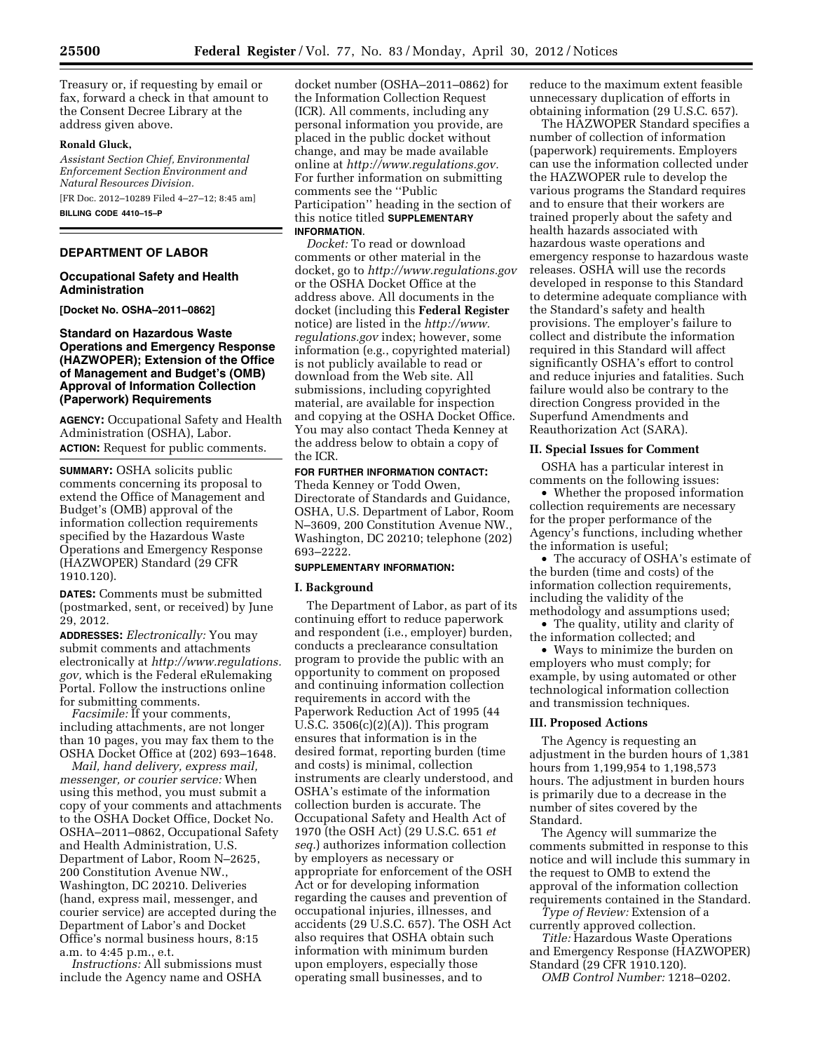Treasury or, if requesting by email or fax, forward a check in that amount to the Consent Decree Library at the address given above.

**Ronald Gluck,**

*Assistant Section Chief, Environmental Enforcement Section Environment and Natural Resources Division.*

[FR Doc. 2012–10289 Filed 4–27–12; 8:45 am]

**BILLING CODE 4410–15–P**

---

## DEPARTMENT OF LABOR

### Occupational Safety and Health Administration

**[Docket No. OSHA–2011–0862]**

### Standard on Hazardous Waste Operations and Emergency Response (HAZWOPER); Extension of the Office of Management and Budget's (OMB) Approval of Information Collection (Paperwork) Requirements

**AGENCY:** Occupational Safety and Health Administration (OSHA), Labor.

**ACTION:** Request for public comments.

---

**SUMMARY:** OSHA solicits public comments concerning its proposal to extend the Office of Management and Budget's (OMB) approval of the information collection requirements specified by the Hazardous Waste Operations and Emergency Response (HAZWOPER) Standard (29 CFR 1910.120).

**DATES:** Comments must be submitted (postmarked, sent, or received) by June 29, 2012.

**ADDRESSES:** *Electronically:* You may submit comments and attachments electronically at *http://www.regulations.gov,* which is the Federal eRulemaking Portal. Follow the instructions online for submitting comments.

*Facsimile:* If your comments, including attachments, are not longer than 10 pages, you may fax them to the OSHA Docket Office at (202) 693–1648.

*Mail, hand delivery, express mail, messenger, or courier service:* When using this method, you must submit a copy of your comments and attachments to the OSHA Docket Office, Docket No. OSHA–2011–0862, Occupational Safety and Health Administration, U.S. Department of Labor, Room N–2625, 200 Constitution Avenue NW., Washington, DC 20210. Deliveries (hand, express mail, messenger, and courier service) are accepted during the Department of Labor's and Docket Office's normal business hours, 8:15 a.m. to 4:45 p.m., e.t.

*Instructions:* All submissions must include the Agency name and OSHA docket number (OSHA–2011–0862) for the Information Collection Request (ICR). All comments, including any personal information you provide, are placed in the public docket without change, and may be made available online at *http://www.regulations.gov.* For further information on submitting comments see the ''Public Participation'' heading in the section of this notice titled **SUPPLEMENTARY INFORMATION.**

*Docket:* To read or download comments or other material in the docket, go to *http://www.regulations.gov* or the OSHA Docket Office at the address above. All documents in the docket (including this **Federal Register** notice) are listed in the *http://www.regulations.gov* index; however, some information (e.g., copyrighted material) is not publicly available to read or download from the Web site. All submissions, including copyrighted material, are available for inspection and copying at the OSHA Docket Office. You may also contact Theda Kenney at the address below to obtain a copy of the ICR.

**FOR FURTHER INFORMATION CONTACT:** Theda Kenney or Todd Owen, Directorate of Standards and Guidance, OSHA, U.S. Department of Labor, Room N–3609, 200 Constitution Avenue NW., Washington, DC 20210; telephone (202) 693–2222.

**SUPPLEMENTARY INFORMATION:**

### I. Background

The Department of Labor, as part of its continuing effort to reduce paperwork and respondent (i.e., employer) burden, conducts a preclearance consultation program to provide the public with an opportunity to comment on proposed and continuing information collection requirements in accord with the Paperwork Reduction Act of 1995 (44 U.S.C. 3506(c)(2)(A)). This program ensures that information is in the desired format, reporting burden (time and costs) is minimal, collection instruments are clearly understood, and OSHA's estimate of the information collection burden is accurate. The Occupational Safety and Health Act of 1970 (the OSH Act) (29 U.S.C. 651 *et seq.*) authorizes information collection by employers as necessary or appropriate for enforcement of the OSH Act or for developing information regarding the causes and prevention of occupational injuries, illnesses, and accidents (29 U.S.C. 657). The OSH Act also requires that OSHA obtain such information with minimum burden upon employers, especially those operating small businesses, and to reduce to the maximum extent feasible unnecessary duplication of efforts in obtaining information (29 U.S.C. 657).

The HAZWOPER Standard specifies a number of collection of information (paperwork) requirements. Employers can use the information collected under the HAZWOPER rule to develop the various programs the Standard requires and to ensure that their workers are trained properly about the safety and health hazards associated with hazardous waste operations and emergency response to hazardous waste releases. OSHA will use the records developed in response to this Standard to determine adequate compliance with the Standard's safety and health provisions. The employer's failure to collect and distribute the information required in this Standard will affect significantly OSHA's effort to control and reduce injuries and fatalities. Such failure would also be contrary to the direction Congress provided in the Superfund Amendments and Reauthorization Act (SARA).

### II. Special Issues for Comment

OSHA has a particular interest in comments on the following issues:

- Whether the proposed information collection requirements are necessary for the proper performance of the Agency's functions, including whether the information is useful;
- The accuracy of OSHA's estimate of the burden (time and costs) of the information collection requirements, including the validity of the methodology and assumptions used;
- The quality, utility and clarity of the information collected; and
- Ways to minimize the burden on employers who must comply; for example, by using automated or other technological information collection and transmission techniques.

### III. Proposed Actions

The Agency is requesting an adjustment in the burden hours of 1,381 hours from 1,199,954 to 1,198,573 hours. The adjustment in burden hours is primarily due to a decrease in the number of sites covered by the Standard.

The Agency will summarize the comments submitted in response to this notice and will include this summary in the request to OMB to extend the approval of the information collection requirements contained in the Standard.

*Type of Review:* Extension of a currently approved collection.

*Title:* Hazardous Waste Operations and Emergency Response (HAZWOPER) Standard (29 CFR 1910.120).

*OMB Control Number:* 1218–0202.